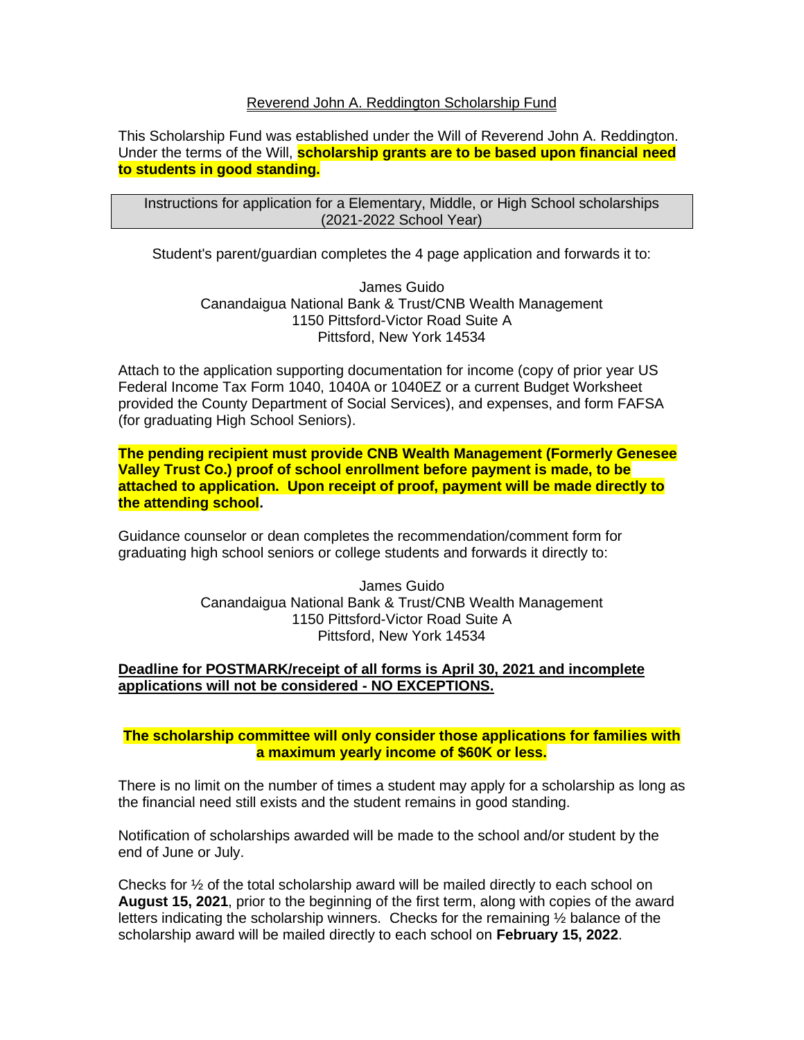## Reverend John A. Reddington Scholarship Fund

This Scholarship Fund was established under the Will of Reverend John A. Reddington. Under the terms of the Will, **scholarship grants are to be based upon financial need to students in good standing.**

| Instructions for application for a Elementary, Middle, or High School scholarships (2021-2022 School Year) |
|---|

Student's parent/guardian completes the 4 page application and forwards it to:

James Guido
Canandaigua National Bank & Trust/CNB Wealth Management
1150 Pittsford-Victor Road Suite A
Pittsford, New York 14534

Attach to the application supporting documentation for income (copy of prior year US Federal Income Tax Form 1040, 1040A or 1040EZ or a current Budget Worksheet provided the County Department of Social Services), and expenses, and form FAFSA (for graduating High School Seniors).

**The pending recipient must provide CNB Wealth Management (Formerly Genesee Valley Trust Co.) proof of school enrollment before payment is made, to be attached to application. Upon receipt of proof, payment will be made directly to the attending school.**

Guidance counselor or dean completes the recommendation/comment form for graduating high school seniors or college students and forwards it directly to:

James Guido
Canandaigua National Bank & Trust/CNB Wealth Management
1150 Pittsford-Victor Road Suite A
Pittsford, New York 14534

**Deadline for POSTMARK/receipt of all forms is April 30, 2021 and incomplete applications will not be considered - NO EXCEPTIONS.**

**The scholarship committee will only consider those applications for families with a maximum yearly income of $60K or less.**

There is no limit on the number of times a student may apply for a scholarship as long as the financial need still exists and the student remains in good standing.

Notification of scholarships awarded will be made to the school and/or student by the end of June or July.

Checks for ½ of the total scholarship award will be mailed directly to each school on **August 15, 2021**, prior to the beginning of the first term, along with copies of the award letters indicating the scholarship winners. Checks for the remaining ½ balance of the scholarship award will be mailed directly to each school on **February 15, 2022**.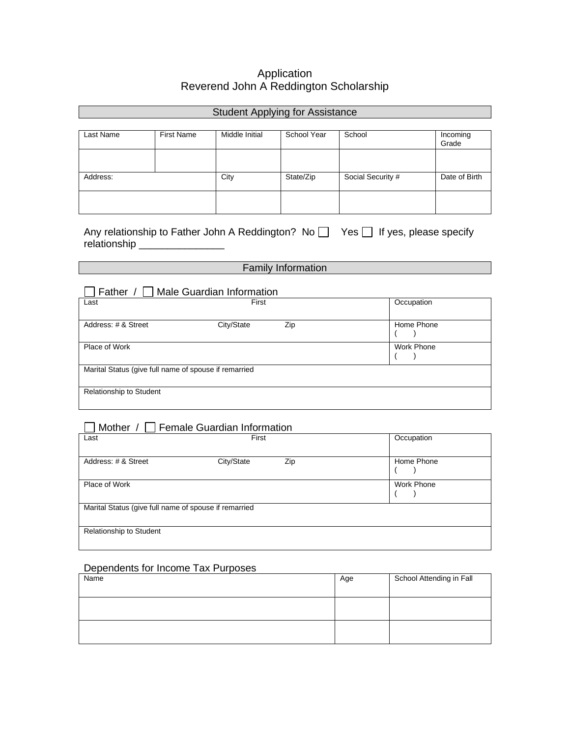# Application
# Reverend John A Reddington Scholarship

## Student Applying for Assistance

| Last Name | First Name | Middle Initial | School Year | School | Incoming Grade |
|---|---|---|---|---|---|
| | | | | | |
| Address: | | City | State/Zip | Social Security # | Date of Birth |
| | | | | | |

Any relationship to Father John A Reddington? No ☐ Yes ☐ If yes, please specify relationship _______________

## Family Information

### ☐ Father / ☐ Male Guardian Information

| Last | First | | Occupation |
|---|---|---|---|
| Address: # & Street | City/State | Zip | Home Phone ( ) |
| Place of Work | | | Work Phone ( ) |
| Marital Status (give full name of spouse if remarried | | | |
| Relationship to Student | | | |

### ☐ Mother / ☐ Female Guardian Information

| Last | First | | Occupation |
|---|---|---|---|
| Address: # & Street | City/State | Zip | Home Phone ( ) |
| Place of Work | | | Work Phone ( ) |
| Marital Status (give full name of spouse if remarried | | | |
| Relationship to Student | | | |

### Dependents for Income Tax Purposes

| Name | Age | School Attending in Fall |
|---|---|---|
| | | |
| | | |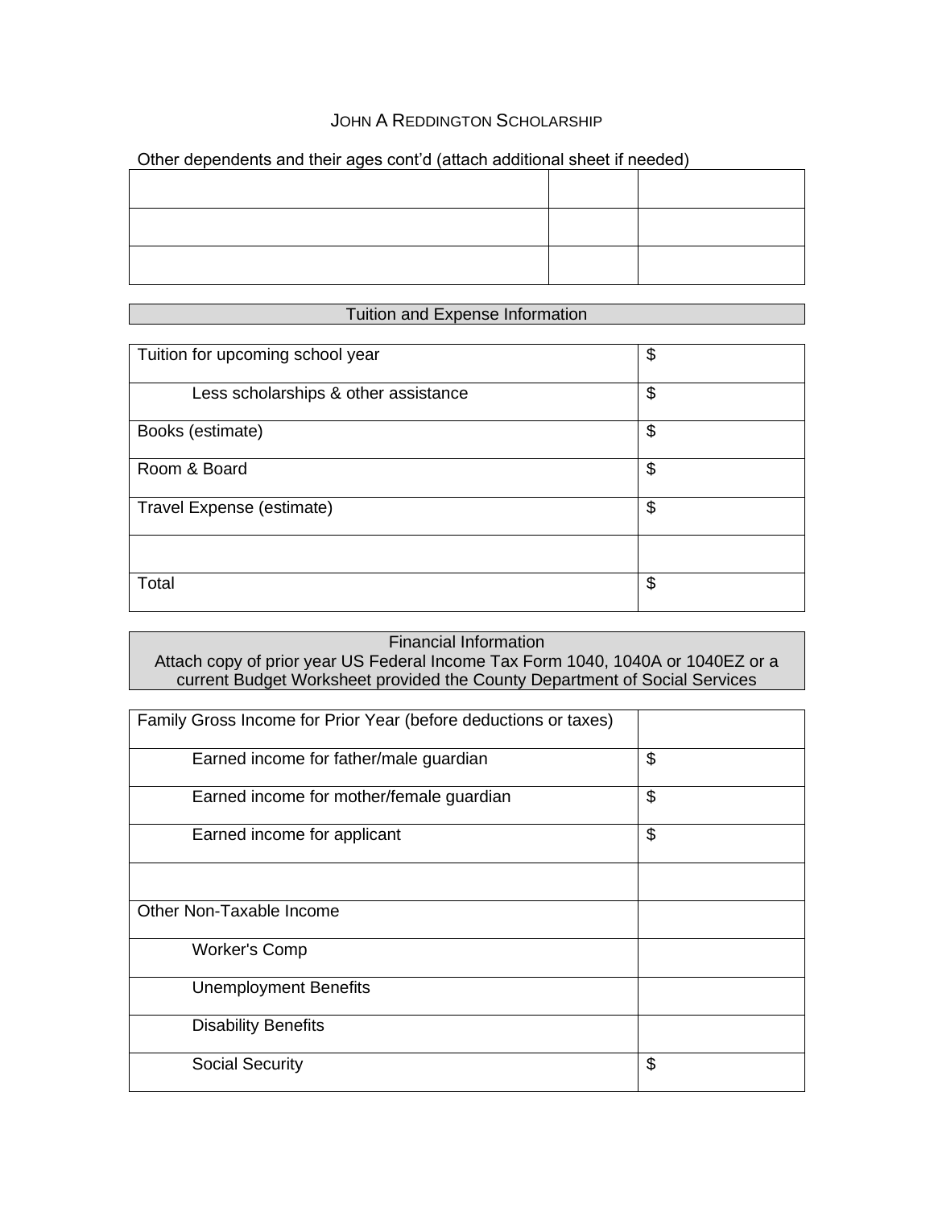# JOHN A REDDINGTON SCHOLARSHIP

Other dependents and their ages cont'd (attach additional sheet if needed)

| | | |
|---|---|---|
| | | |
| | | |
| | | |

## Tuition and Expense Information

| | |
|---|---|
| Tuition for upcoming school year | $ |
| Less scholarships & other assistance | $ |
| Books (estimate) | $ |
| Room & Board | $ |
| Travel Expense (estimate) | $ |
| | |
| Total | $ |

## Financial Information

Attach copy of prior year US Federal Income Tax Form 1040, 1040A or 1040EZ or a current Budget Worksheet provided the County Department of Social Services

| | |
|---|---|
| Family Gross Income for Prior Year (before deductions or taxes) | |
| Earned income for father/male guardian | $ |
| Earned income for mother/female guardian | $ |
| Earned income for applicant | $ |
| | |
| Other Non-Taxable Income | |
| Worker's Comp | |
| Unemployment Benefits | |
| Disability Benefits | |
| Social Security | $ |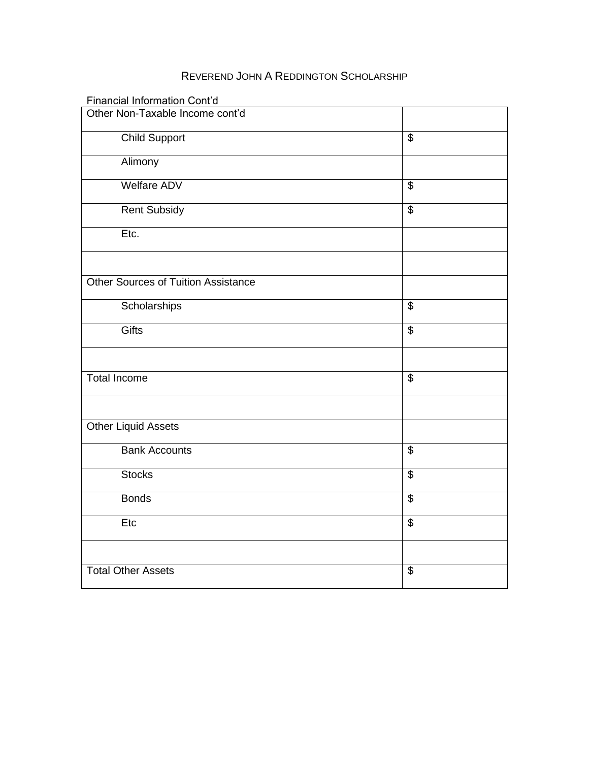REVEREND JOHN A REDDINGTON SCHOLARSHIP

Financial Information Cont'd

| Other Non-Taxable Income cont'd | |
|---|---|
| Child Support | $ |
| Alimony | |
| Welfare ADV | $ |
| Rent Subsidy | $ |
| Etc. | |
| | |
| Other Sources of Tuition Assistance | |
| Scholarships | $ |
| Gifts | $ |
| | |
| Total Income | $ |
| | |
| Other Liquid Assets | |
| Bank Accounts | $ |
| Stocks | $ |
| Bonds | $ |
| Etc | $ |
| | |
| Total Other Assets | $ |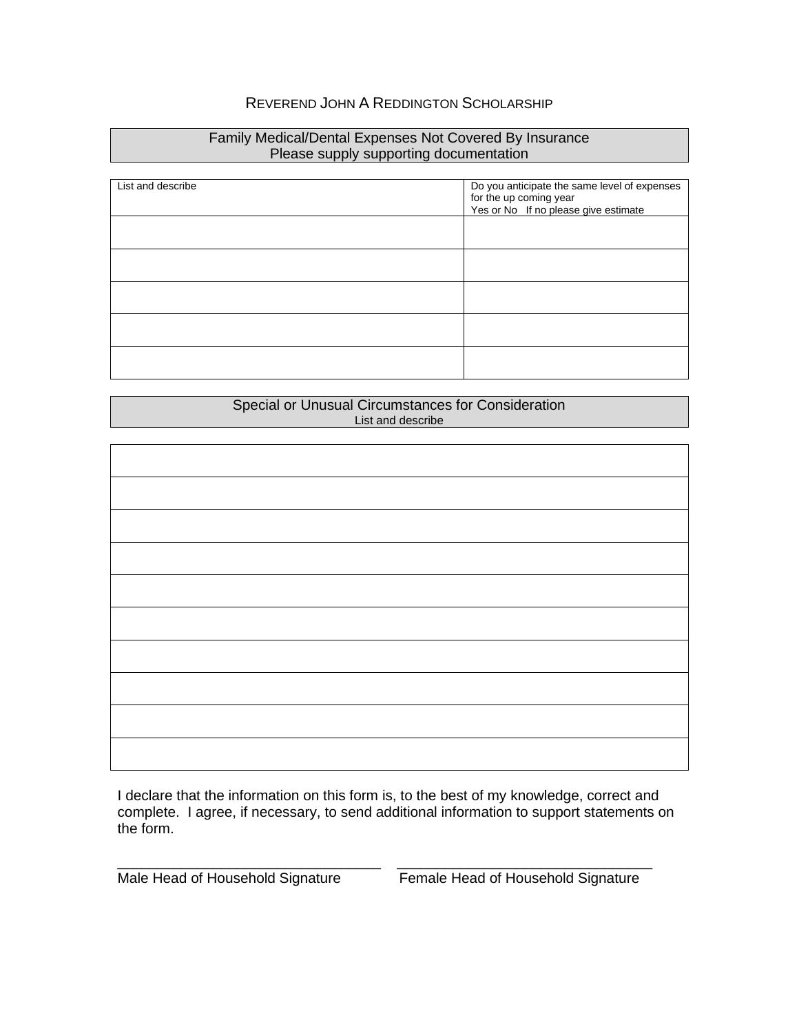# Reverend John A Reddington Scholarship

## Family Medical/Dental Expenses Not Covered By Insurance

Please supply supporting documentation

| List and describe | Do you anticipate the same level of expenses for the up coming year<br>Yes or No If no please give estimate |
|---|---|
| | |
| | |
| | |
| | |
| | |

## Special or Unusual Circumstances for Consideration

List and describe

| |
|---|
| |
| |
| |
| |
| |
| |
| |
| |
| |
| |

I declare that the information on this form is, to the best of my knowledge, correct and complete. I agree, if necessary, to send additional information to support statements on the form.

_________________________________ _________________________________

Male Head of Household Signature Female Head of Household Signature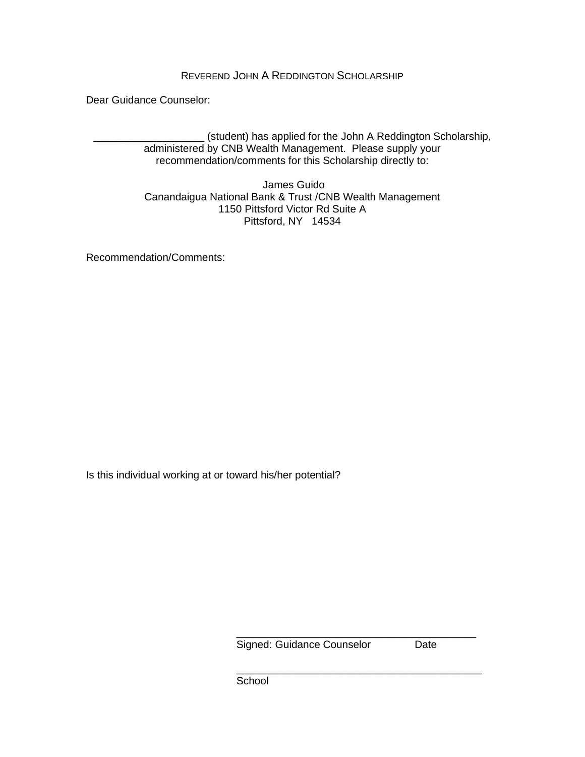# REVEREND JOHN A REDDINGTON SCHOLARSHIP

Dear Guidance Counselor:

___________________ (student) has applied for the John A Reddington Scholarship, administered by CNB Wealth Management. Please supply your recommendation/comments for this Scholarship directly to:

James Guido
Canandaigua National Bank & Trust /CNB Wealth Management
1150 Pittsford Victor Rd Suite A
Pittsford, NY 14534

Recommendation/Comments:

Is this individual working at or toward his/her potential?

________________________________________
Signed: Guidance Counselor Date

_________________________________________
School